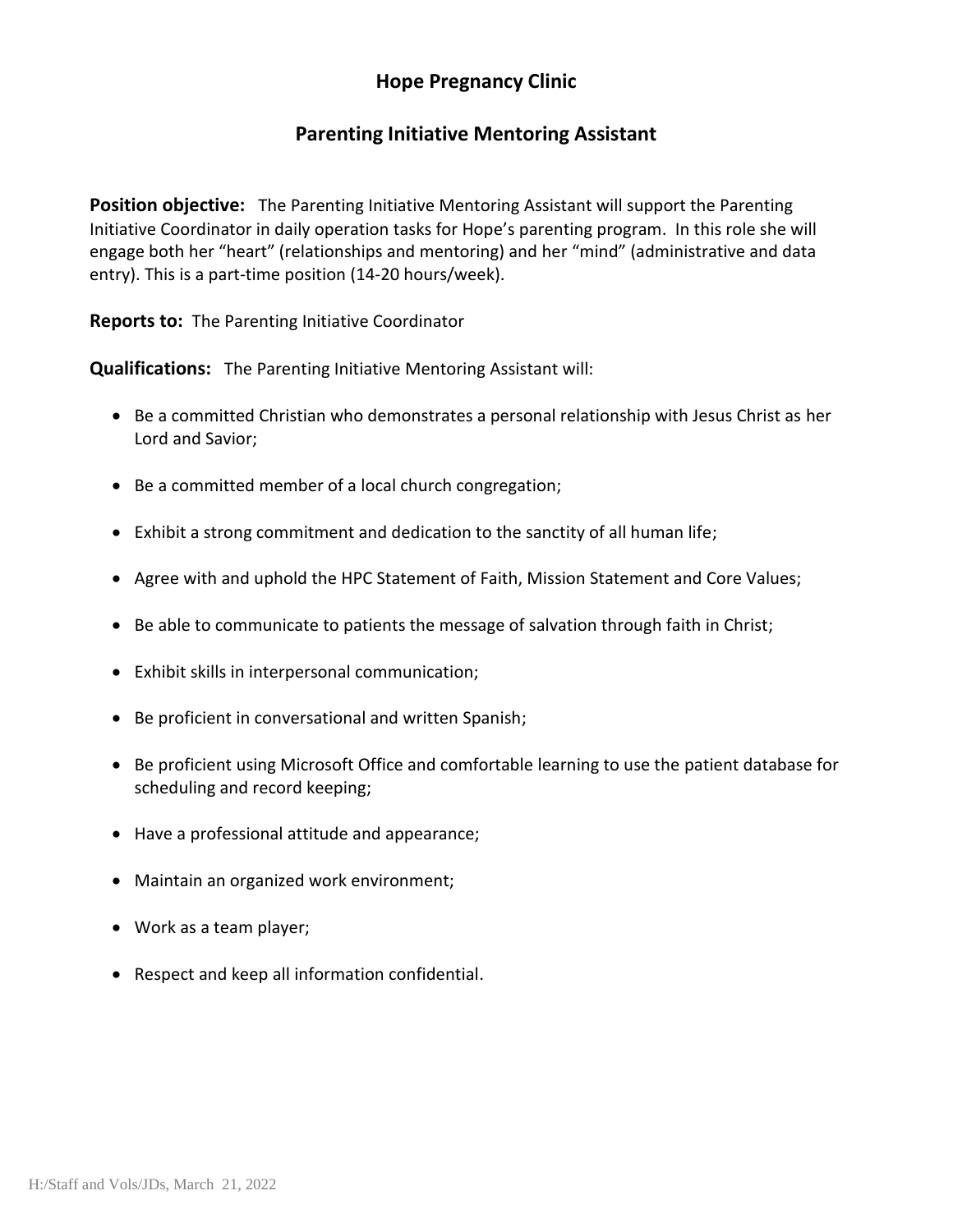# Hope Pregnancy Clinic

## Parenting Initiative Mentoring Assistant

**Position objective:** The Parenting Initiative Mentoring Assistant will support the Parenting Initiative Coordinator in daily operation tasks for Hope's parenting program. In this role she will engage both her "heart" (relationships and mentoring) and her "mind" (administrative and data entry). This is a part-time position (14-20 hours/week).

**Reports to:** The Parenting Initiative Coordinator

**Qualifications:** The Parenting Initiative Mentoring Assistant will:

- Be a committed Christian who demonstrates a personal relationship with Jesus Christ as her Lord and Savior;
- Be a committed member of a local church congregation;
- Exhibit a strong commitment and dedication to the sanctity of all human life;
- Agree with and uphold the HPC Statement of Faith, Mission Statement and Core Values;
- Be able to communicate to patients the message of salvation through faith in Christ;
- Exhibit skills in interpersonal communication;
- Be proficient in conversational and written Spanish;
- Be proficient using Microsoft Office and comfortable learning to use the patient database for scheduling and record keeping;
- Have a professional attitude and appearance;
- Maintain an organized work environment;
- Work as a team player;
- Respect and keep all information confidential.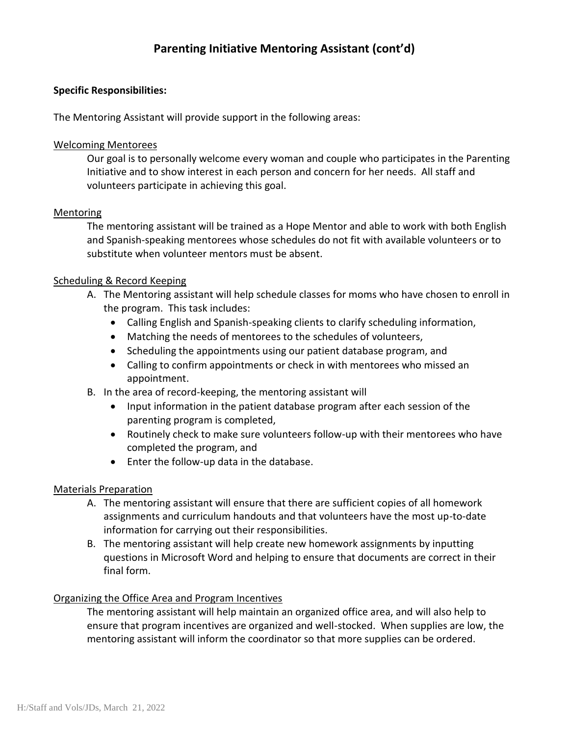# Parenting Initiative Mentoring Assistant (cont'd)

**Specific Responsibilities:**

The Mentoring Assistant will provide support in the following areas:

<u>Welcoming Mentorees</u>

Our goal is to personally welcome every woman and couple who participates in the Parenting Initiative and to show interest in each person and concern for her needs. All staff and volunteers participate in achieving this goal.

<u>Mentoring</u>

The mentoring assistant will be trained as a Hope Mentor and able to work with both English and Spanish-speaking mentorees whose schedules do not fit with available volunteers or to substitute when volunteer mentors must be absent.

<u>Scheduling & Record Keeping</u>

A. The Mentoring assistant will help schedule classes for moms who have chosen to enroll in the program. This task includes:
   - Calling English and Spanish-speaking clients to clarify scheduling information,
   - Matching the needs of mentorees to the schedules of volunteers,
   - Scheduling the appointments using our patient database program, and
   - Calling to confirm appointments or check in with mentorees who missed an appointment.
B. In the area of record-keeping, the mentoring assistant will
   - Input information in the patient database program after each session of the parenting program is completed,
   - Routinely check to make sure volunteers follow-up with their mentorees who have completed the program, and
   - Enter the follow-up data in the database.

<u>Materials Preparation</u>

A. The mentoring assistant will ensure that there are sufficient copies of all homework assignments and curriculum handouts and that volunteers have the most up-to-date information for carrying out their responsibilities.
B. The mentoring assistant will help create new homework assignments by inputting questions in Microsoft Word and helping to ensure that documents are correct in their final form.

<u>Organizing the Office Area and Program Incentives</u>

The mentoring assistant will help maintain an organized office area, and will also help to ensure that program incentives are organized and well-stocked. When supplies are low, the mentoring assistant will inform the coordinator so that more supplies can be ordered.

H:/Staff and Vols/JDs, March 21, 2022